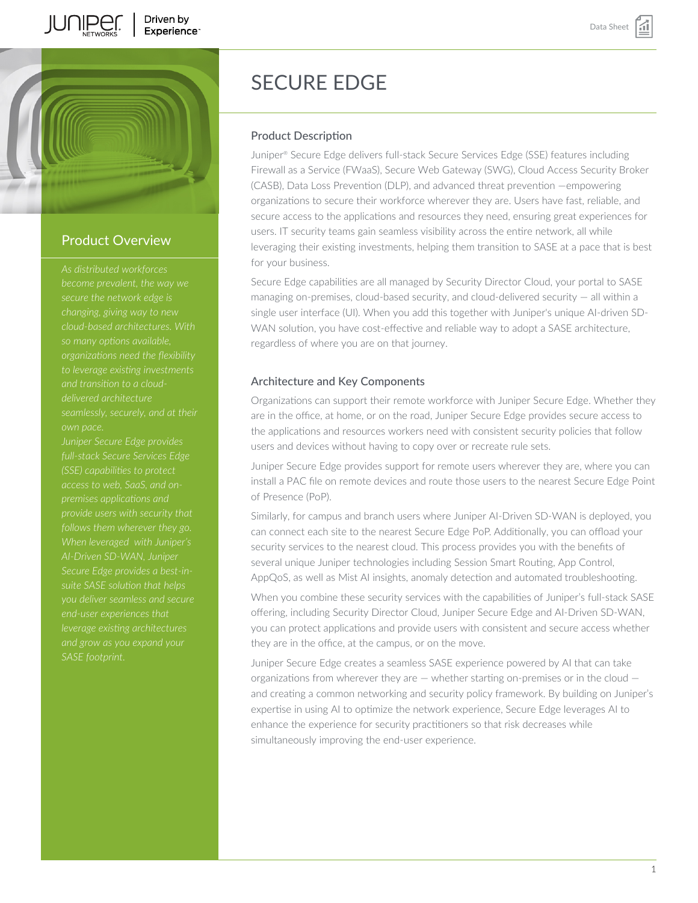# SECURE EDGE

## Product Overview

*As distributed workforces become prevalent, the way we secure the network edge is changing, giving way to new cloud-based architectures. With so many options available, organizations need the flexibility to leverage existing investments and transition to a cloud-delivered architecture seamlessly, securely, and at their own pace.*

*Juniper Secure Edge provides full-stack Secure Services Edge (SSE) capabilities to protect access to web, SaaS, and on-premises applications and provide users with security that follows them wherever they go. When leveraged with Juniper's AI-Driven SD-WAN, Juniper Secure Edge provides a best-in-suite SASE solution that helps you deliver seamless and secure end-user experiences that leverage existing architectures and grow as you expand your SASE footprint.*

## Product Description

Juniper® Secure Edge delivers full-stack Secure Services Edge (SSE) features including Firewall as a Service (FWaaS), Secure Web Gateway (SWG), Cloud Access Security Broker (CASB), Data Loss Prevention (DLP), and advanced threat prevention —empowering organizations to secure their workforce wherever they are. Users have fast, reliable, and secure access to the applications and resources they need, ensuring great experiences for users. IT security teams gain seamless visibility across the entire network, all while leveraging their existing investments, helping them transition to SASE at a pace that is best for your business.

Secure Edge capabilities are all managed by Security Director Cloud, your portal to SASE managing on-premises, cloud-based security, and cloud-delivered security — all within a single user interface (UI). When you add this together with Juniper's unique AI-driven SD-WAN solution, you have cost-effective and reliable way to adopt a SASE architecture, regardless of where you are on that journey.

## Architecture and Key Components

Organizations can support their remote workforce with Juniper Secure Edge. Whether they are in the office, at home, or on the road, Juniper Secure Edge provides secure access to the applications and resources workers need with consistent security policies that follow users and devices without having to copy over or recreate rule sets.

Juniper Secure Edge provides support for remote users wherever they are, where you can install a PAC file on remote devices and route those users to the nearest Secure Edge Point of Presence (PoP).

Similarly, for campus and branch users where Juniper AI-Driven SD-WAN is deployed, you can connect each site to the nearest Secure Edge PoP. Additionally, you can offload your security services to the nearest cloud. This process provides you with the benefits of several unique Juniper technologies including Session Smart Routing, App Control, AppQoS, as well as Mist AI insights, anomaly detection and automated troubleshooting.

When you combine these security services with the capabilities of Juniper's full-stack SASE offering, including Security Director Cloud, Juniper Secure Edge and AI-Driven SD-WAN, you can protect applications and provide users with consistent and secure access whether they are in the office, at the campus, or on the move.

Juniper Secure Edge creates a seamless SASE experience powered by AI that can take organizations from wherever they are — whether starting on-premises or in the cloud — and creating a common networking and security policy framework. By building on Juniper's expertise in using AI to optimize the network experience, Secure Edge leverages AI to enhance the experience for security practitioners so that risk decreases while simultaneously improving the end-user experience.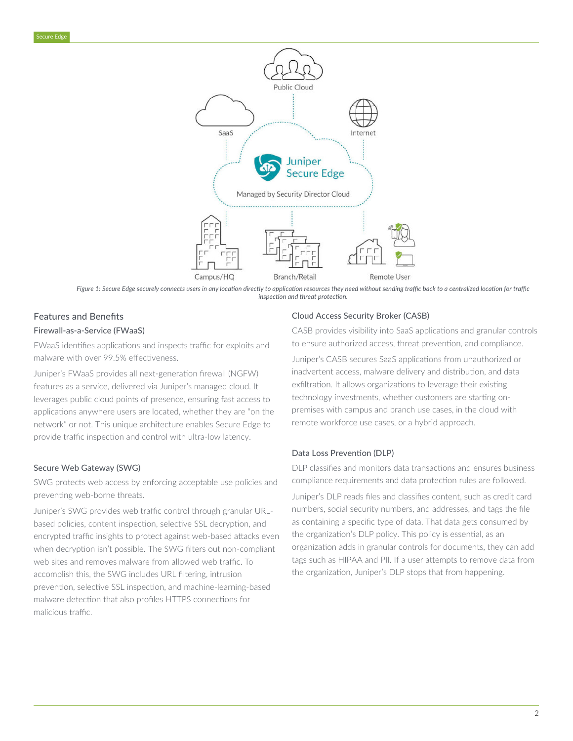Figure 1: Secure Edge securely connects users in any location directly to application resources they need without sending traffic back to a centralized location for traffic inspection and threat protection.

## Features and Benefits

### Firewall-as-a-Service (FWaaS)

FWaaS identifies applications and inspects traffic for exploits and malware with over 99.5% effectiveness.

Juniper's FWaaS provides all next-generation firewall (NGFW) features as a service, delivered via Juniper's managed cloud. It leverages public cloud points of presence, ensuring fast access to applications anywhere users are located, whether they are "on the network" or not. This unique architecture enables Secure Edge to provide traffic inspection and control with ultra-low latency.

### Secure Web Gateway (SWG)

SWG protects web access by enforcing acceptable use policies and preventing web-borne threats.

Juniper's SWG provides web traffic control through granular URL-based policies, content inspection, selective SSL decryption, and encrypted traffic insights to protect against web-based attacks even when decryption isn't possible. The SWG filters out non-compliant web sites and removes malware from allowed web traffic. To accomplish this, the SWG includes URL filtering, intrusion prevention, selective SSL inspection, and machine-learning-based malware detection that also profiles HTTPS connections for malicious traffic.

### Cloud Access Security Broker (CASB)

CASB provides visibility into SaaS applications and granular controls to ensure authorized access, threat prevention, and compliance.

Juniper's CASB secures SaaS applications from unauthorized or inadvertent access, malware delivery and distribution, and data exfiltration. It allows organizations to leverage their existing technology investments, whether customers are starting on-premises with campus and branch use cases, in the cloud with remote workforce use cases, or a hybrid approach.

### Data Loss Prevention (DLP)

DLP classifies and monitors data transactions and ensures business compliance requirements and data protection rules are followed.

Juniper's DLP reads files and classifies content, such as credit card numbers, social security numbers, and addresses, and tags the file as containing a specific type of data. That data gets consumed by the organization's DLP policy. This policy is essential, as an organization adds in granular controls for documents, they can add tags such as HIPAA and PII. If a user attempts to remove data from the organization, Juniper's DLP stops that from happening.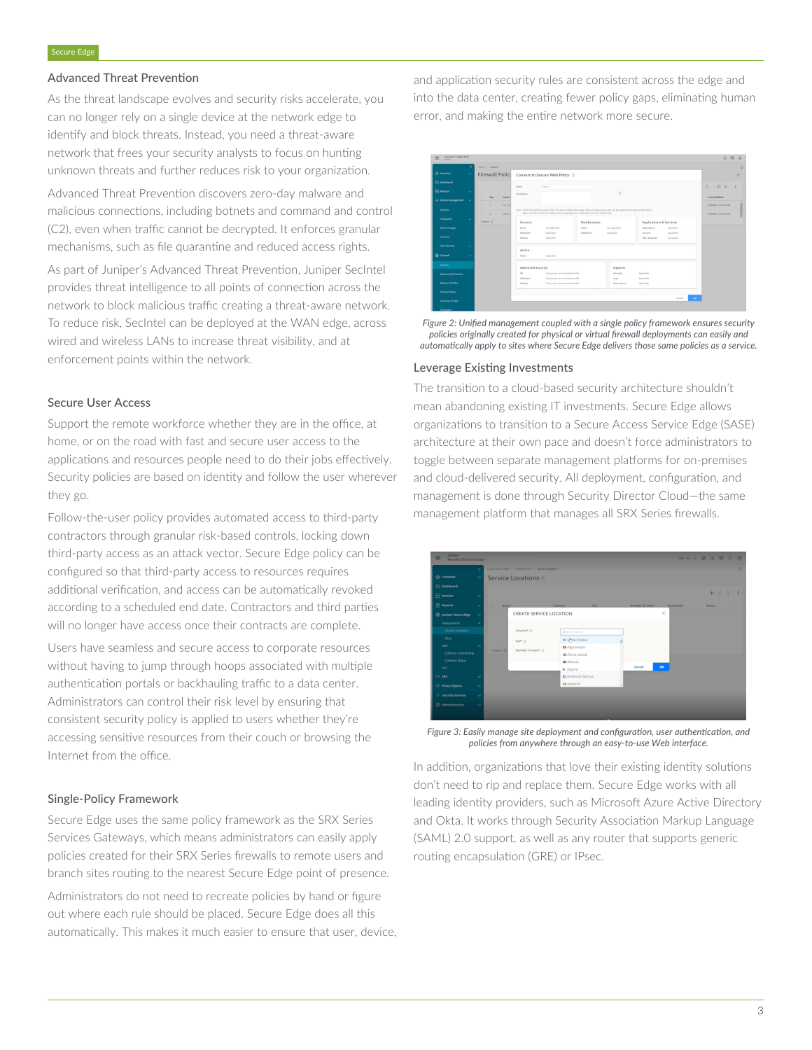## Advanced Threat Prevention

As the threat landscape evolves and security risks accelerate, you can no longer rely on a single device at the network edge to identify and block threats. Instead, you need a threat-aware network that frees your security analysts to focus on hunting unknown threats and further reduces risk to your organization.

Advanced Threat Prevention discovers zero-day malware and malicious connections, including botnets and command and control (C2), even when traffic cannot be decrypted. It enforces granular mechanisms, such as file quarantine and reduced access rights.

As part of Juniper's Advanced Threat Prevention, Juniper SecIntel provides threat intelligence to all points of connection across the network to block malicious traffic creating a threat-aware network. To reduce risk, SecIntel can be deployed at the WAN edge, across wired and wireless LANs to increase threat visibility, and at enforcement points within the network.

## Secure User Access

Support the remote workforce whether they are in the office, at home, or on the road with fast and secure user access to the applications and resources people need to do their jobs effectively. Security policies are based on identity and follow the user wherever they go.

Follow-the-user policy provides automated access to third-party contractors through granular risk-based controls, locking down third-party access as an attack vector. Secure Edge policy can be configured so that third-party access to resources requires additional verification, and access can be automatically revoked according to a scheduled end date. Contractors and third parties will no longer have access once their contracts are complete.

Users have seamless and secure access to corporate resources without having to jump through hoops associated with multiple authentication portals or backhauling traffic to a data center. Administrators can control their risk level by ensuring that consistent security policy is applied to users whether they're accessing sensitive resources from their couch or browsing the Internet from the office.

## Single-Policy Framework

Secure Edge uses the same policy framework as the SRX Series Services Gateways, which means administrators can easily apply policies created for their SRX Series firewalls to remote users and branch sites routing to the nearest Secure Edge point of presence.

Administrators do not need to recreate policies by hand or figure out where each rule should be placed. Secure Edge does all this automatically. This makes it much easier to ensure that user, device, and application security rules are consistent across the edge and into the data center, creating fewer policy gaps, eliminating human error, and making the entire network more secure.

*Figure 2: Unified management coupled with a single policy framework ensures security policies originally created for physical or virtual firewall deployments can easily and automatically apply to sites where Secure Edge delivers those same policies as a service.*

## Leverage Existing Investments

The transition to a cloud-based security architecture shouldn't mean abandoning existing IT investments. Secure Edge allows organizations to transition to a Secure Access Service Edge (SASE) architecture at their own pace and doesn't force administrators to toggle between separate management platforms for on-premises and cloud-delivered security. All deployment, configuration, and management is done through Security Director Cloud—the same management platform that manages all SRX Series firewalls.

*Figure 3: Easily manage site deployment and configuration, user authentication, and policies from anywhere through an easy-to-use Web interface.*

In addition, organizations that love their existing identity solutions don't need to rip and replace them. Secure Edge works with all leading identity providers, such as Microsoft Azure Active Directory and Okta. It works through Security Association Markup Language (SAML) 2.0 support, as well as any router that supports generic routing encapsulation (GRE) or IPsec.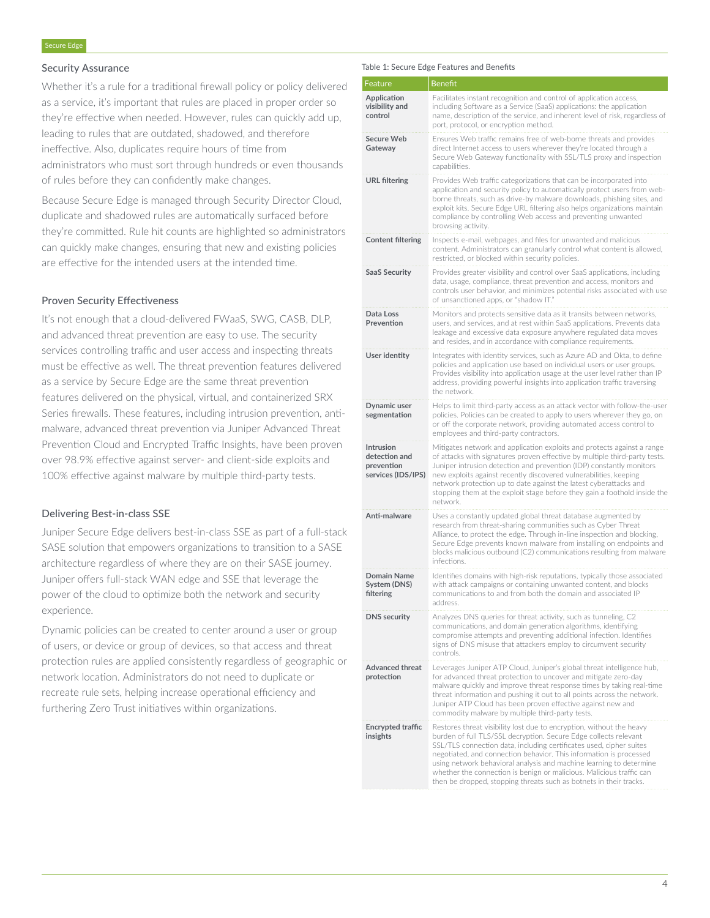## Security Assurance

Whether it's a rule for a traditional firewall policy or policy delivered as a service, it's important that rules are placed in proper order so they're effective when needed. However, rules can quickly add up, leading to rules that are outdated, shadowed, and therefore ineffective. Also, duplicates require hours of time from administrators who must sort through hundreds or even thousands of rules before they can confidently make changes.

Because Secure Edge is managed through Security Director Cloud, duplicate and shadowed rules are automatically surfaced before they're committed. Rule hit counts are highlighted so administrators can quickly make changes, ensuring that new and existing policies are effective for the intended users at the intended time.

## Proven Security Effectiveness

It's not enough that a cloud-delivered FWaaS, SWG, CASB, DLP, and advanced threat prevention are easy to use. The security services controlling traffic and user access and inspecting threats must be effective as well. The threat prevention features delivered as a service by Secure Edge are the same threat prevention features delivered on the physical, virtual, and containerized SRX Series firewalls. These features, including intrusion prevention, anti-malware, advanced threat prevention via Juniper Advanced Threat Prevention Cloud and Encrypted Traffic Insights, have been proven over 98.9% effective against server- and client-side exploits and 100% effective against malware by multiple third-party tests.

## Delivering Best-in-class SSE

Juniper Secure Edge delivers best-in-class SSE as part of a full-stack SASE solution that empowers organizations to transition to a SASE architecture regardless of where they are on their SASE journey. Juniper offers full-stack WAN edge and SSE that leverage the power of the cloud to optimize both the network and security experience.

Dynamic policies can be created to center around a user or group of users, or device or group of devices, so that access and threat protection rules are applied consistently regardless of geographic or network location. Administrators do not need to duplicate or recreate rule sets, helping increase operational efficiency and furthering Zero Trust initiatives within organizations.

Table 1: Secure Edge Features and Benefits

| Feature | Benefit |
|---|---|
| **Application visibility and control** | Facilitates instant recognition and control of application access, including Software as a Service (SaaS) applications: the application name, description of the service, and inherent level of risk, regardless of port, protocol, or encryption method. |
| **Secure Web Gateway** | Ensures Web traffic remains free of web-borne threats and provides direct Internet access to users wherever they're located through a Secure Web Gateway functionality with SSL/TLS proxy and inspection capabilities. |
| **URL filtering** | Provides Web traffic categorizations that can be incorporated into application and security policy to automatically protect users from web-borne threats, such as drive-by malware downloads, phishing sites, and exploit kits. Secure Edge URL filtering also helps organizations maintain compliance by controlling Web access and preventing unwanted browsing activity. |
| **Content filtering** | Inspects e-mail, webpages, and files for unwanted and malicious content. Administrators can granularly control what content is allowed, restricted, or blocked within security policies. |
| **SaaS Security** | Provides greater visibility and control over SaaS applications, including data, usage, compliance, threat prevention and access, monitors and controls user behavior, and minimizes potential risks associated with use of unsanctioned apps, or "shadow IT." |
| **Data Loss Prevention** | Monitors and protects sensitive data as it transits between networks, users, and services, and at rest within SaaS applications. Prevents data leakage and excessive data exposure anywhere regulated data moves and resides, and in accordance with compliance requirements. |
| **User identity** | Integrates with identity services, such as Azure AD and Okta, to define policies and application use based on individual users or user groups. Provides visibility into application usage at the user level rather than IP address, providing powerful insights into application traffic traversing the network. |
| **Dynamic user segmentation** | Helps to limit third-party access as an attack vector with follow-the-user policies. Policies can be created to apply to users wherever they go, on or off the corporate network, providing automated access control to employees and third-party contractors. |
| **Intrusion detection and prevention services (IDS/IPS)** | Mitigates network and application exploits and protects against a range of attacks with signatures proven effective by multiple third-party tests. Juniper intrusion detection and prevention (IDP) constantly monitors new exploits against recently discovered vulnerabilities, keeping network protection up to date against the latest cyberattacks and stopping them at the exploit stage before they gain a foothold inside the network. |
| **Anti-malware** | Uses a constantly updated global threat database augmented by research from threat-sharing communities such as Cyber Threat Alliance, to protect the edge. Through in-line inspection and blocking, Secure Edge prevents known malware from installing on endpoints and blocks malicious outbound (C2) communications resulting from malware infections. |
| **Domain Name System (DNS) filtering** | Identifies domains with high-risk reputations, typically those associated with attack campaigns or containing unwanted content, and blocks communications to and from both the domain and associated IP address. |
| **DNS security** | Analyzes DNS queries for threat activity, such as tunneling, C2 communications, and domain generation algorithms, identifying compromise attempts and preventing additional infection. Identifies signs of DNS misuse that attackers employ to circumvent security controls. |
| **Advanced threat protection** | Leverages Juniper ATP Cloud, Juniper's global threat intelligence hub, for advanced threat protection to uncover and mitigate zero-day malware quickly and improve threat response times by taking real-time threat information and pushing it out to all points across the network. Juniper ATP Cloud has been proven effective against new and commodity malware by multiple third-party tests. |
| **Encrypted traffic insights** | Restores threat visibility lost due to encryption, without the heavy burden of full TLS/SSL decryption. Secure Edge collects relevant SSL/TLS connection data, including certificates used, cipher suites negotiated, and connection behavior. This information is processed using network behavioral analysis and machine learning to determine whether the connection is benign or malicious. Malicious traffic can then be dropped, stopping threats such as botnets in their tracks. |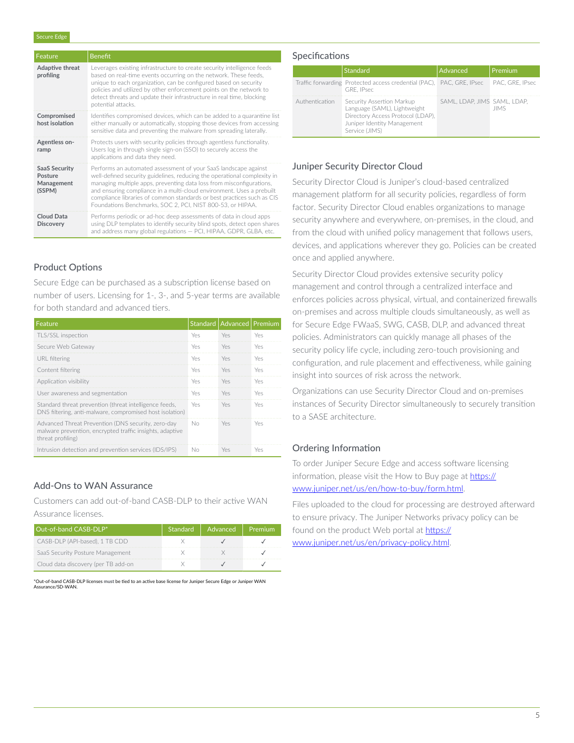| Feature | Benefit |
| --- | --- |
| **Adaptive threat profiling** | Leverages existing infrastructure to create security intelligence feeds based on real-time events occurring on the network. These feeds, unique to each organization, can be configured based on security policies and utilized by other enforcement points on the network to detect threats and update their infrastructure in real time, blocking potential attacks. |
| **Compromised host isolation** | Identifies compromised devices, which can be added to a quarantine list either manually or automatically, stopping those devices from accessing sensitive data and preventing the malware from spreading laterally. |
| **Agentless on-ramp** | Protects users with security policies through agentless functionality. Users log in through single sign-on (SSO) to securely access the applications and data they need. |
| **SaaS Security Posture Management (SSPM)** | Performs an automated assessment of your SaaS landscape against well-defined security guidelines, reducing the operational complexity in managing multiple apps, preventing data loss from misconfigurations, and ensuring compliance in a multi-cloud environment. Uses a prebuilt compliance libraries of common standards or best practices such as CIS Foundations Benchmarks, SOC 2, PCI, NIST 800-53, or HIPAA. |
| **Cloud Data Discovery** | Performs periodic or ad-hoc deep assessments of data in cloud apps using DLP templates to identify security blind spots, detect open shares and address many global regulations — PCI, HIPAA, GDPR, GLBA, etc. |

## Product Options

Secure Edge can be purchased as a subscription license based on number of users. Licensing for 1-, 3-, and 5-year terms are available for both standard and advanced tiers.

| Feature | Standard | Advanced | Premium |
| --- | --- | --- | --- |
| TLS/SSL inspection | Yes | Yes | Yes |
| Secure Web Gateway | Yes | Yes | Yes |
| URL filtering | Yes | Yes | Yes |
| Content filtering | Yes | Yes | Yes |
| Application visibility | Yes | Yes | Yes |
| User awareness and segmentation | Yes | Yes | Yes |
| Standard threat prevention (threat intelligence feeds, DNS filtering, anti-malware, compromised host isolation) | Yes | Yes | Yes |
| Advanced Threat Prevention (DNS security, zero-day malware prevention, encrypted traffic insights, adaptive threat profiling) | No | Yes | Yes |
| Intrusion detection and prevention services (IDS/IPS) | No | Yes | Yes |

## Add-Ons to WAN Assurance

Customers can add out-of-band CASB-DLP to their active WAN Assurance licenses.

| Out-of-band CASB-DLP* | Standard | Advanced | Premium |
| --- | --- | --- | --- |
| CASB-DLP (API-based), 1 TB CDD | X | ✓ | ✓ |
| SaaS Security Posture Management | X | X | ✓ |
| Cloud data discovery (per TB add-on | X | ✓ | ✓ |

*Out-of-band CASB-DLP licenses must be tied to an active base license for Juniper Secure Edge or Juniper WAN Assurance/SD-WAN.

## Specifications

| | Standard | Advanced | Premium |
| --- | --- | --- | --- |
| Traffic forwarding | Protected access credential (PAC), GRE, IPsec | PAC, GRE, IPsec | PAC, GRE, IPsec |
| Authentication | Security Assertion Markup Language (SAML), Lightweight Directory Access Protocol (LDAP), Juniper Identity Management Service (JIMS) | SAML, LDAP, JIMS | SAML, LDAP, JIMS |

## Juniper Security Director Cloud

Security Director Cloud is Juniper's cloud-based centralized management platform for all security policies, regardless of form factor. Security Director Cloud enables organizations to manage security anywhere and everywhere, on-premises, in the cloud, and from the cloud with unified policy management that follows users, devices, and applications wherever they go. Policies can be created once and applied anywhere.

Security Director Cloud provides extensive security policy management and control through a centralized interface and enforces policies across physical, virtual, and containerized firewalls on-premises and across multiple clouds simultaneously, as well as for Secure Edge FWaaS, SWG, CASB, DLP, and advanced threat policies. Administrators can quickly manage all phases of the security policy life cycle, including zero-touch provisioning and configuration, and rule placement and effectiveness, while gaining insight into sources of risk across the network.

Organizations can use Security Director Cloud and on-premises instances of Security Director simultaneously to securely transition to a SASE architecture.

## Ordering Information

To order Juniper Secure Edge and access software licensing information, please visit the How to Buy page at https://www.juniper.net/us/en/how-to-buy/form.html.

Files uploaded to the cloud for processing are destroyed afterward to ensure privacy. The Juniper Networks privacy policy can be found on the product Web portal at https://www.juniper.net/us/en/privacy-policy.html.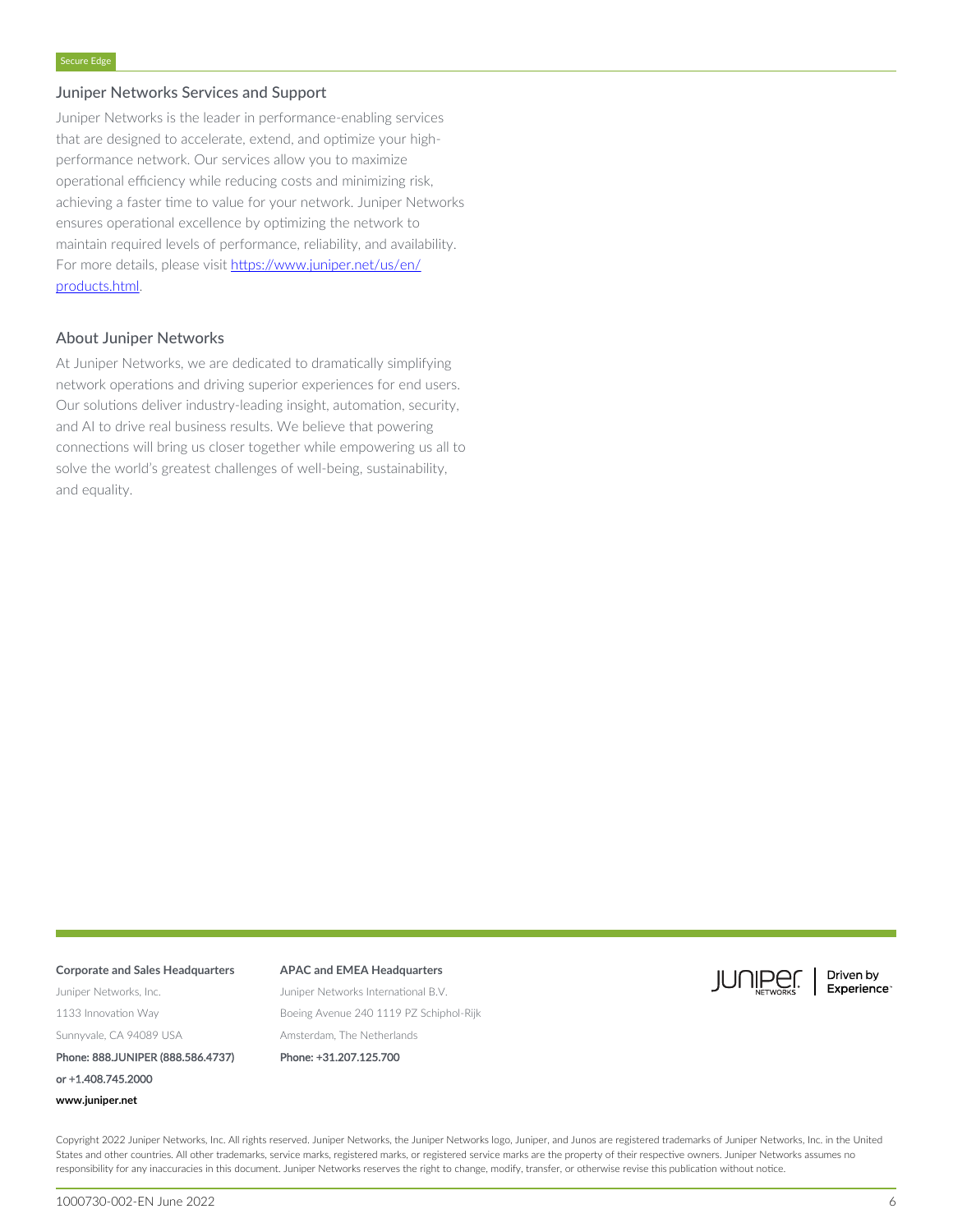## Juniper Networks Services and Support

Juniper Networks is the leader in performance-enabling services that are designed to accelerate, extend, and optimize your high-performance network. Our services allow you to maximize operational efficiency while reducing costs and minimizing risk, achieving a faster time to value for your network. Juniper Networks ensures operational excellence by optimizing the network to maintain required levels of performance, reliability, and availability. For more details, please visit [https://www.juniper.net/us/en/products.html](https://www.juniper.net/us/en/products.html).

## About Juniper Networks

At Juniper Networks, we are dedicated to dramatically simplifying network operations and driving superior experiences for end users. Our solutions deliver industry-leading insight, automation, security, and AI to drive real business results. We believe that powering connections will bring us closer together while empowering us all to solve the world's greatest challenges of well-being, sustainability, and equality.

**Corporate and Sales Headquarters**

Juniper Networks, Inc.

1133 Innovation Way

Sunnyvale, CA 94089 USA

**Phone: 888.JUNIPER (888.586.4737)**

**or +1.408.745.2000**

**www.juniper.net**

**APAC and EMEA Headquarters**

Juniper Networks International B.V.

Boeing Avenue 240 1119 PZ Schiphol-Rijk

Amsterdam, The Netherlands

**Phone: +31.207.125.700**

Juniper Networks | Driven by Experience

Copyright 2022 Juniper Networks, Inc. All rights reserved. Juniper Networks, the Juniper Networks logo, Juniper, and Junos are registered trademarks of Juniper Networks, Inc. in the United States and other countries. All other trademarks, service marks, registered marks, or registered service marks are the property of their respective owners. Juniper Networks assumes no responsibility for any inaccuracies in this document. Juniper Networks reserves the right to change, modify, transfer, or otherwise revise this publication without notice.

1000730-002-EN June 2022